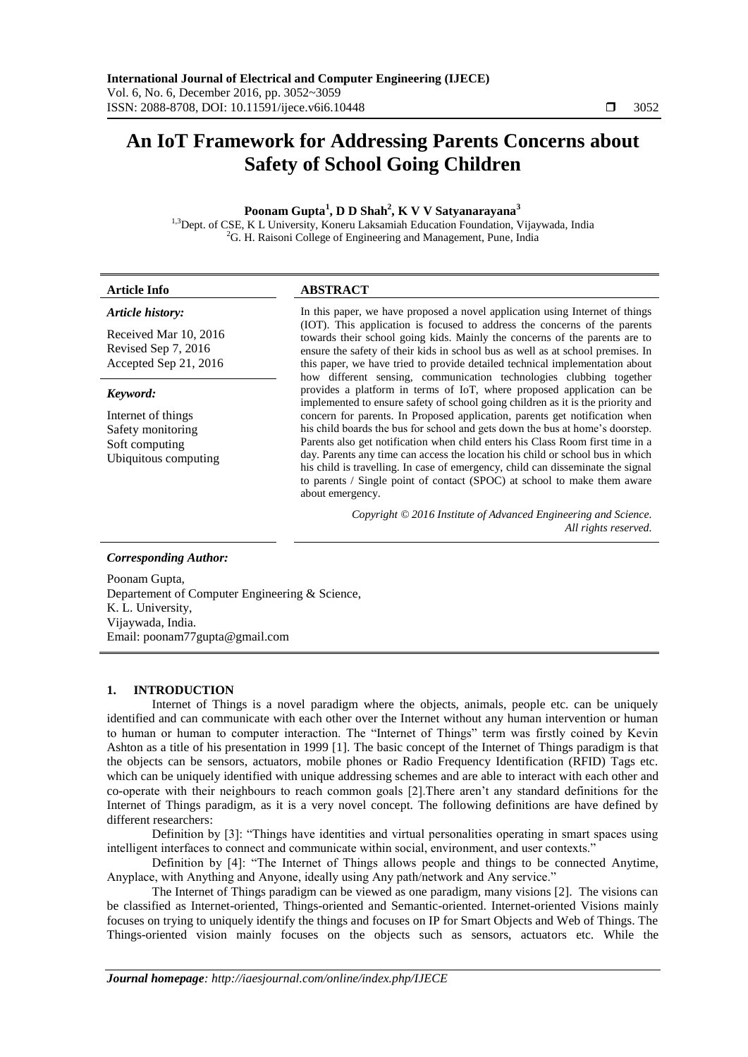# An IoT Framework for Addressing Parents Concerns about Safety of School Going Children

**Poonam Gupta[1], D D Shah[2], K V V Satyanarayana[3]**

[1,3]Dept. of CSE, K L University, Koneru Lakshmaiah Education Foundation, Vijaywada, India
[2]G. H. Raisoni College of Engineering and Management, Pune, India

**Article Info**

***Article history:***

Received Mar 10, 2016
Revised Sep 7, 2016
Accepted Sep 21, 2016

***Keyword:***

Internet of things
Safety monitoring
Soft computing
Ubiquitous computing

**ABSTRACT**

In this paper, we have proposed a novel application using Internet of things (IOT). This application is focused to address the concerns of the parents towards their school going kids. Mainly the concerns of the parents are to ensure the safety of their kids in school bus as well as at school premises. In this paper, we have tried to provide detailed technical implementation about how different sensing, communication technologies clubbing together provides a platform in terms of IoT, where proposed application can be implemented to ensure safety of school going children as it is the priority and concern for parents. In Proposed application, parents get notification when his child boards the bus for school and gets down the bus at home's doorstep. Parents also get notification when child enters his Class Room first time in a day. Parents any time can access the location his child or school bus in which his child is travelling. In case of emergency, child can disseminate the signal to parents / Single point of contact (SPOC) at school to make them aware about emergency.

*Copyright © 2016 Institute of Advanced Engineering and Science. All rights reserved.*

***Corresponding Author:***

Poonam Gupta,
Departement of Computer Engineering & Science,
K. L. University,
Vijaywada, India.
Email: poonam77gupta@gmail.com

## 1. INTRODUCTION

Internet of Things is a novel paradigm where the objects, animals, people etc. can be uniquely identified and can communicate with each other over the Internet without any human intervention or human to human or human to computer interaction. The "Internet of Things" term was firstly coined by Kevin Ashton as a title of his presentation in 1999 [1]. The basic concept of the Internet of Things paradigm is that the objects can be sensors, actuators, mobile phones or Radio Frequency Identification (RFID) Tags etc. which can be uniquely identified with unique addressing schemes and are able to interact with each other and co-operate with their neighbours to reach common goals [2].There aren't any standard definitions for the Internet of Things paradigm, as it is a very novel concept. The following definitions are have defined by different researchers:

Definition by [3]: "Things have identities and virtual personalities operating in smart spaces using intelligent interfaces to connect and communicate within social, environment, and user contexts."

Definition by [4]: "The Internet of Things allows people and things to be connected Anytime, Anyplace, with Anything and Anyone, ideally using Any path/network and Any service."

The Internet of Things paradigm can be viewed as one paradigm, many visions [2]. The visions can be classified as Internet-oriented, Things-oriented and Semantic-oriented. Internet-oriented Visions mainly focuses on trying to uniquely identify the things and focuses on IP for Smart Objects and Web of Things. The Things-oriented vision mainly focuses on the objects such as sensors, actuators etc. While the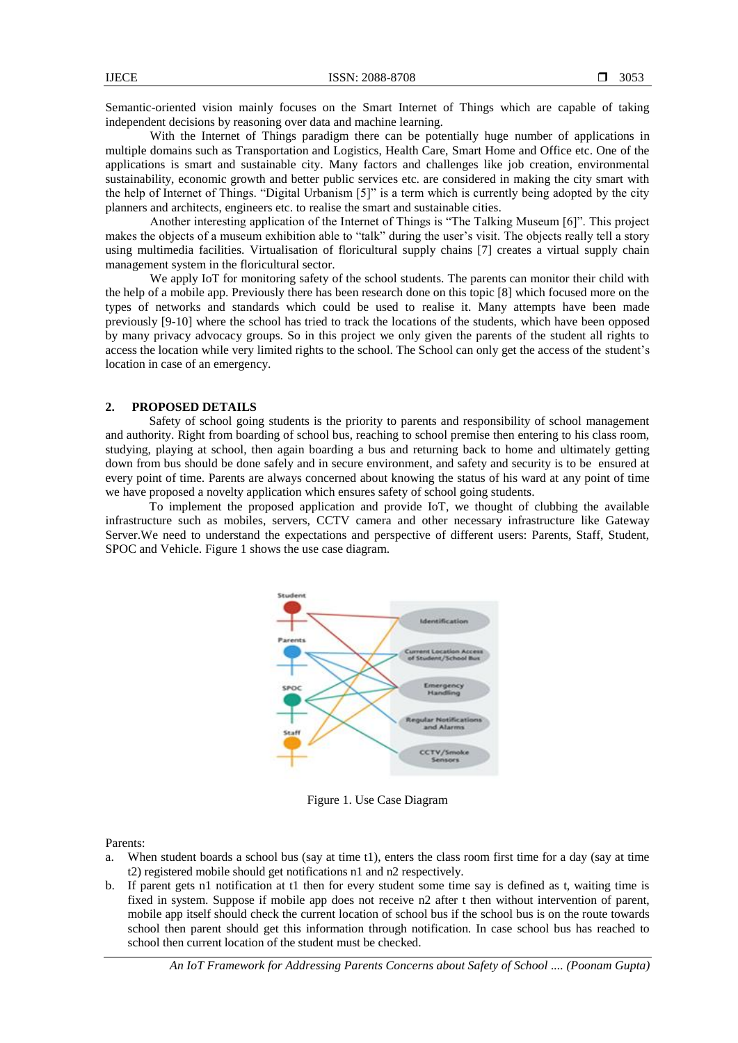Semantic-oriented vision mainly focuses on the Smart Internet of Things which are capable of taking independent decisions by reasoning over data and machine learning.

With the Internet of Things paradigm there can be potentially huge number of applications in multiple domains such as Transportation and Logistics, Health Care, Smart Home and Office etc. One of the applications is smart and sustainable city. Many factors and challenges like job creation, environmental sustainability, economic growth and better public services etc. are considered in making the city smart with the help of Internet of Things. "Digital Urbanism [5]" is a term which is currently being adopted by the city planners and architects, engineers etc. to realise the smart and sustainable cities.

Another interesting application of the Internet of Things is "The Talking Museum [6]". This project makes the objects of a museum exhibition able to "talk" during the user's visit. The objects really tell a story using multimedia facilities. Virtualisation of floricultural supply chains [7] creates a virtual supply chain management system in the floricultural sector.

We apply IoT for monitoring safety of the school students. The parents can monitor their child with the help of a mobile app. Previously there has been research done on this topic [8] which focused more on the types of networks and standards which could be used to realise it. Many attempts have been made previously [9-10] where the school has tried to track the locations of the students, which have been opposed by many privacy advocacy groups. So in this project we only given the parents of the student all rights to access the location while very limited rights to the school. The School can only get the access of the student's location in case of an emergency.

## 2. PROPOSED DETAILS

Safety of school going students is the priority to parents and responsibility of school management and authority. Right from boarding of school bus, reaching to school premise then entering to his class room, studying, playing at school, then again boarding a bus and returning back to home and ultimately getting down from bus should be done safely and in secure environment, and safety and security is to be ensured at every point of time. Parents are always concerned about knowing the status of his ward at any point of time we have proposed a novelty application which ensures safety of school going students.

To implement the proposed application and provide IoT, we thought of clubbing the available infrastructure such as mobiles, servers, CCTV camera and other necessary infrastructure like Gateway Server.We need to understand the expectations and perspective of different users: Parents, Staff, Student, SPOC and Vehicle. Figure 1 shows the use case diagram.

Figure 1. Use Case Diagram

Parents:

a. When student boards a school bus (say at time t1), enters the class room first time for a day (say at time t2) registered mobile should get notifications n1 and n2 respectively.
b. If parent gets n1 notification at t1 then for every student some time say is defined as t, waiting time is fixed in system. Suppose if mobile app does not receive n2 after t then without intervention of parent, mobile app itself should check the current location of school bus if the school bus is on the route towards school then parent should get this information through notification. In case school bus has reached to school then current location of the student must be checked.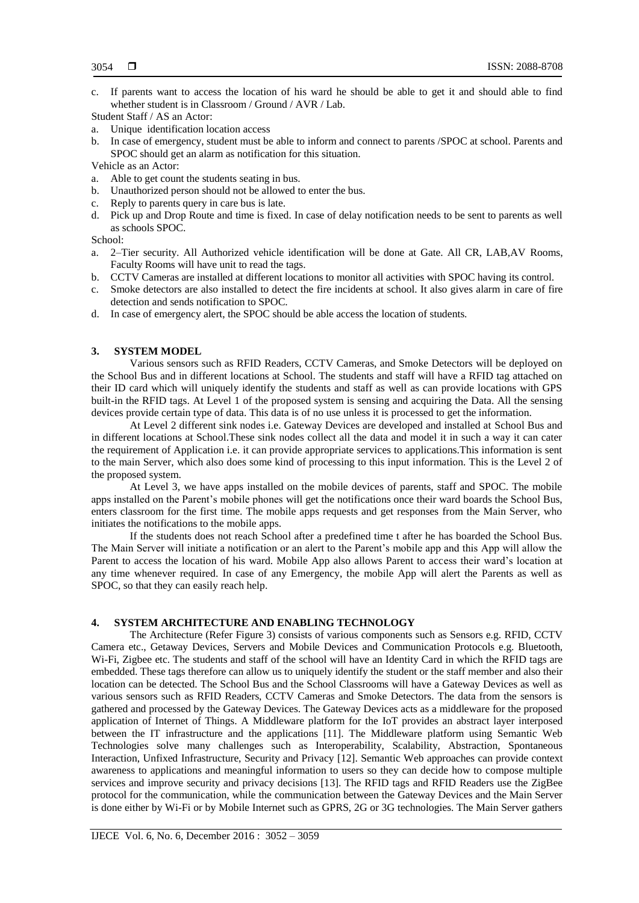c. If parents want to access the location of his ward he should be able to get it and should able to find whether student is in Classroom / Ground / AVR / Lab.

Student Staff / AS an Actor:

a. Unique identification location access
b. In case of emergency, student must be able to inform and connect to parents /SPOC at school. Parents and SPOC should get an alarm as notification for this situation.

Vehicle as an Actor:

a. Able to get count the students seating in bus.
b. Unauthorized person should not be allowed to enter the bus.
c. Reply to parents query in care bus is late.
d. Pick up and Drop Route and time is fixed. In case of delay notification needs to be sent to parents as well as schools SPOC.

School:

a. 2–Tier security. All Authorized vehicle identification will be done at Gate. All CR, LAB,AV Rooms, Faculty Rooms will have unit to read the tags.
b. CCTV Cameras are installed at different locations to monitor all activities with SPOC having its control.
c. Smoke detectors are also installed to detect the fire incidents at school. It also gives alarm in care of fire detection and sends notification to SPOC.
d. In case of emergency alert, the SPOC should be able access the location of students.

## 3. SYSTEM MODEL

Various sensors such as RFID Readers, CCTV Cameras, and Smoke Detectors will be deployed on the School Bus and in different locations at School. The students and staff will have a RFID tag attached on their ID card which will uniquely identify the students and staff as well as can provide locations with GPS built-in the RFID tags. At Level 1 of the proposed system is sensing and acquiring the Data. All the sensing devices provide certain type of data. This data is of no use unless it is processed to get the information.

At Level 2 different sink nodes i.e. Gateway Devices are developed and installed at School Bus and in different locations at School.These sink nodes collect all the data and model it in such a way it can cater the requirement of Application i.e. it can provide appropriate services to applications.This information is sent to the main Server, which also does some kind of processing to this input information. This is the Level 2 of the proposed system.

At Level 3, we have apps installed on the mobile devices of parents, staff and SPOC. The mobile apps installed on the Parent's mobile phones will get the notifications once their ward boards the School Bus, enters classroom for the first time. The mobile apps requests and get responses from the Main Server, who initiates the notifications to the mobile apps.

If the students does not reach School after a predefined time t after he has boarded the School Bus. The Main Server will initiate a notification or an alert to the Parent's mobile app and this App will allow the Parent to access the location of his ward. Mobile App also allows Parent to access their ward's location at any time whenever required. In case of any Emergency, the mobile App will alert the Parents as well as SPOC, so that they can easily reach help.

## 4. SYSTEM ARCHITECTURE AND ENABLING TECHNOLOGY

The Architecture (Refer Figure 3) consists of various components such as Sensors e.g. RFID, CCTV Camera etc., Getaway Devices, Servers and Mobile Devices and Communication Protocols e.g. Bluetooth, Wi-Fi, Zigbee etc. The students and staff of the school will have an Identity Card in which the RFID tags are embedded. These tags therefore can allow us to uniquely identify the student or the staff member and also their location can be detected. The School Bus and the School Classrooms will have a Gateway Devices as well as various sensors such as RFID Readers, CCTV Cameras and Smoke Detectors. The data from the sensors is gathered and processed by the Gateway Devices. The Gateway Devices acts as a middleware for the proposed application of Internet of Things. A Middleware platform for the IoT provides an abstract layer interposed between the IT infrastructure and the applications [11]. The Middleware platform using Semantic Web Technologies solve many challenges such as Interoperability, Scalability, Abstraction, Spontaneous Interaction, Unfixed Infrastructure, Security and Privacy [12]. Semantic Web approaches can provide context awareness to applications and meaningful information to users so they can decide how to compose multiple services and improve security and privacy decisions [13]. The RFID tags and RFID Readers use the ZigBee protocol for the communication, while the communication between the Gateway Devices and the Main Server is done either by Wi-Fi or by Mobile Internet such as GPRS, 2G or 3G technologies. The Main Server gathers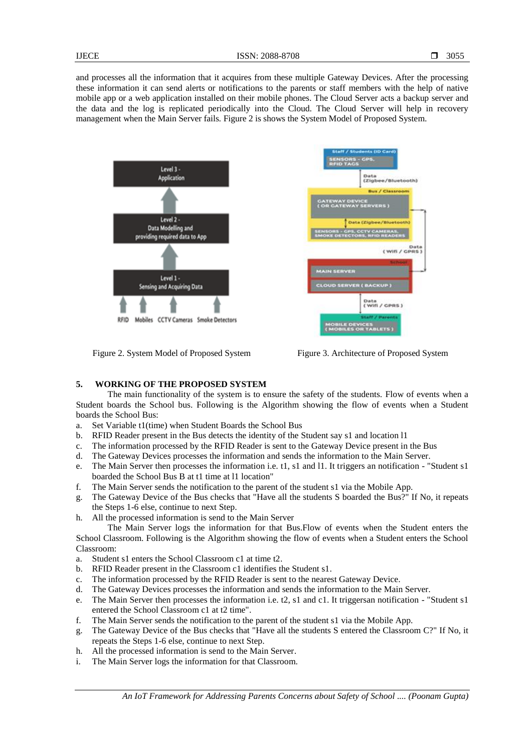and processes all the information that it acquires from these multiple Gateway Devices. After the processing these information it can send alerts or notifications to the parents or staff members with the help of native mobile app or a web application installed on their mobile phones. The Cloud Server acts a backup server and the data and the log is replicated periodically into the Cloud. The Cloud Server will help in recovery management when the Main Server fails. Figure 2 is shows the System Model of Proposed System.

Figure 2. System Model of Proposed System

Figure 3. Architecture of Proposed System

## 5. WORKING OF THE PROPOSED SYSTEM

The main functionality of the system is to ensure the safety of the students. Flow of events when a Student boards the School bus. Following is the Algorithm showing the flow of events when a Student boards the School Bus:

a. Set Variable t1(time) when Student Boards the School Bus
b. RFID Reader present in the Bus detects the identity of the Student say s1 and location l1
c. The information processed by the RFID Reader is sent to the Gateway Device present in the Bus
d. The Gateway Devices processes the information and sends the information to the Main Server.
e. The Main Server then processes the information i.e. t1, s1 and l1. It triggers an notification - "Student s1 boarded the School Bus B at t1 time at l1 location"
f. The Main Server sends the notification to the parent of the student s1 via the Mobile App.
g. The Gateway Device of the Bus checks that "Have all the students S boarded the Bus?" If No, it repeats the Steps 1-6 else, continue to next Step.
h. All the processed information is send to the Main Server

The Main Server logs the information for that Bus.Flow of events when the Student enters the School Classroom. Following is the Algorithm showing the flow of events when a Student enters the School Classroom:

a. Student s1 enters the School Classroom c1 at time t2.
b. RFID Reader present in the Classroom c1 identifies the Student s1.
c. The information processed by the RFID Reader is sent to the nearest Gateway Device.
d. The Gateway Devices processes the information and sends the information to the Main Server.
e. The Main Server then processes the information i.e. t2, s1 and c1. It triggersan notification - "Student s1 entered the School Classroom c1 at t2 time".
f. The Main Server sends the notification to the parent of the student s1 via the Mobile App.
g. The Gateway Device of the Bus checks that "Have all the students S entered the Classroom C?" If No, it repeats the Steps 1-6 else, continue to next Step.
h. All the processed information is send to the Main Server.
i. The Main Server logs the information for that Classroom.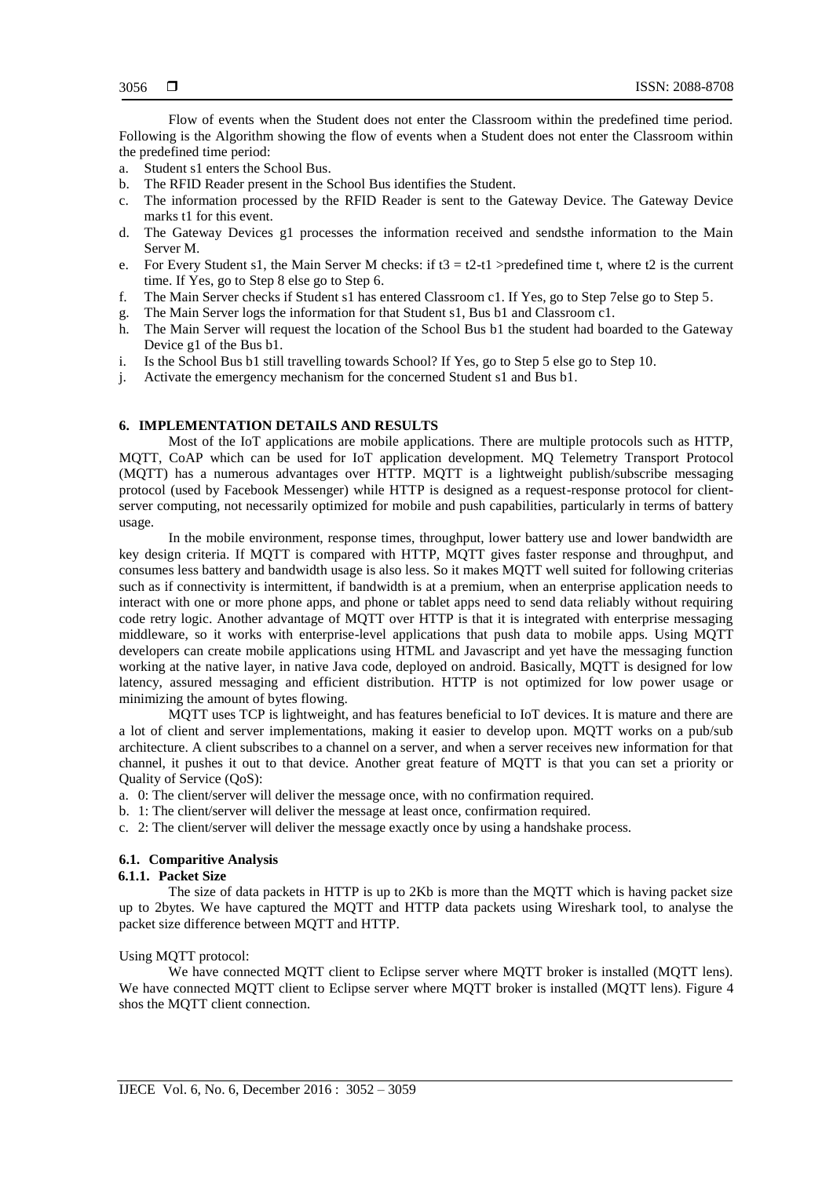Flow of events when the Student does not enter the Classroom within the predefined time period. Following is the Algorithm showing the flow of events when a Student does not enter the Classroom within the predefined time period:

a. Student s1 enters the School Bus.
b. The RFID Reader present in the School Bus identifies the Student.
c. The information processed by the RFID Reader is sent to the Gateway Device. The Gateway Device marks t1 for this event.
d. The Gateway Devices g1 processes the information received and sendsthe information to the Main Server M.
e. For Every Student s1, the Main Server M checks: if $t3 = t2\text{-}t1$ >predefined time t, where t2 is the current time. If Yes, go to Step 8 else go to Step 6.
f. The Main Server checks if Student s1 has entered Classroom c1. If Yes, go to Step 7else go to Step 5.
g. The Main Server logs the information for that Student s1, Bus b1 and Classroom c1.
h. The Main Server will request the location of the School Bus b1 the student had boarded to the Gateway Device g1 of the Bus b1.
i. Is the School Bus b1 still travelling towards School? If Yes, go to Step 5 else go to Step 10.
j. Activate the emergency mechanism for the concerned Student s1 and Bus b1.

## 6. IMPLEMENTATION DETAILS AND RESULTS

Most of the IoT applications are mobile applications. There are multiple protocols such as HTTP, MQTT, CoAP which can be used for IoT application development. MQ Telemetry Transport Protocol (MQTT) has a numerous advantages over HTTP. MQTT is a lightweight publish/subscribe messaging protocol (used by Facebook Messenger) while HTTP is designed as a request-response protocol for client-server computing, not necessarily optimized for mobile and push capabilities, particularly in terms of battery usage.

In the mobile environment, response times, throughput, lower battery use and lower bandwidth are key design criteria. If MQTT is compared with HTTP, MQTT gives faster response and throughput, and consumes less battery and bandwidth usage is also less. So it makes MQTT well suited for following criterias such as if connectivity is intermittent, if bandwidth is at a premium, when an enterprise application needs to interact with one or more phone apps, and phone or tablet apps need to send data reliably without requiring code retry logic. Another advantage of MQTT over HTTP is that it is integrated with enterprise messaging middleware, so it works with enterprise-level applications that push data to mobile apps. Using MQTT developers can create mobile applications using HTML and Javascript and yet have the messaging function working at the native layer, in native Java code, deployed on android. Basically, MQTT is designed for low latency, assured messaging and efficient distribution. HTTP is not optimized for low power usage or minimizing the amount of bytes flowing.

MQTT uses TCP is lightweight, and has features beneficial to IoT devices. It is mature and there are a lot of client and server implementations, making it easier to develop upon. MQTT works on a pub/sub architecture. A client subscribes to a channel on a server, and when a server receives new information for that channel, it pushes it out to that device. Another great feature of MQTT is that you can set a priority or Quality of Service (QoS):

a. 0: The client/server will deliver the message once, with no confirmation required.
b. 1: The client/server will deliver the message at least once, confirmation required.
c. 2: The client/server will deliver the message exactly once by using a handshake process.

### 6.1. Comparitive Analysis

#### 6.1.1. Packet Size

The size of data packets in HTTP is up to 2Kb is more than the MQTT which is having packet size up to 2bytes. We have captured the MQTT and HTTP data packets using Wireshark tool, to analyse the packet size difference between MQTT and HTTP.

Using MQTT protocol:

We have connected MQTT client to Eclipse server where MQTT broker is installed (MQTT lens). We have connected MQTT client to Eclipse server where MQTT broker is installed (MQTT lens). Figure 4 shos the MQTT client connection.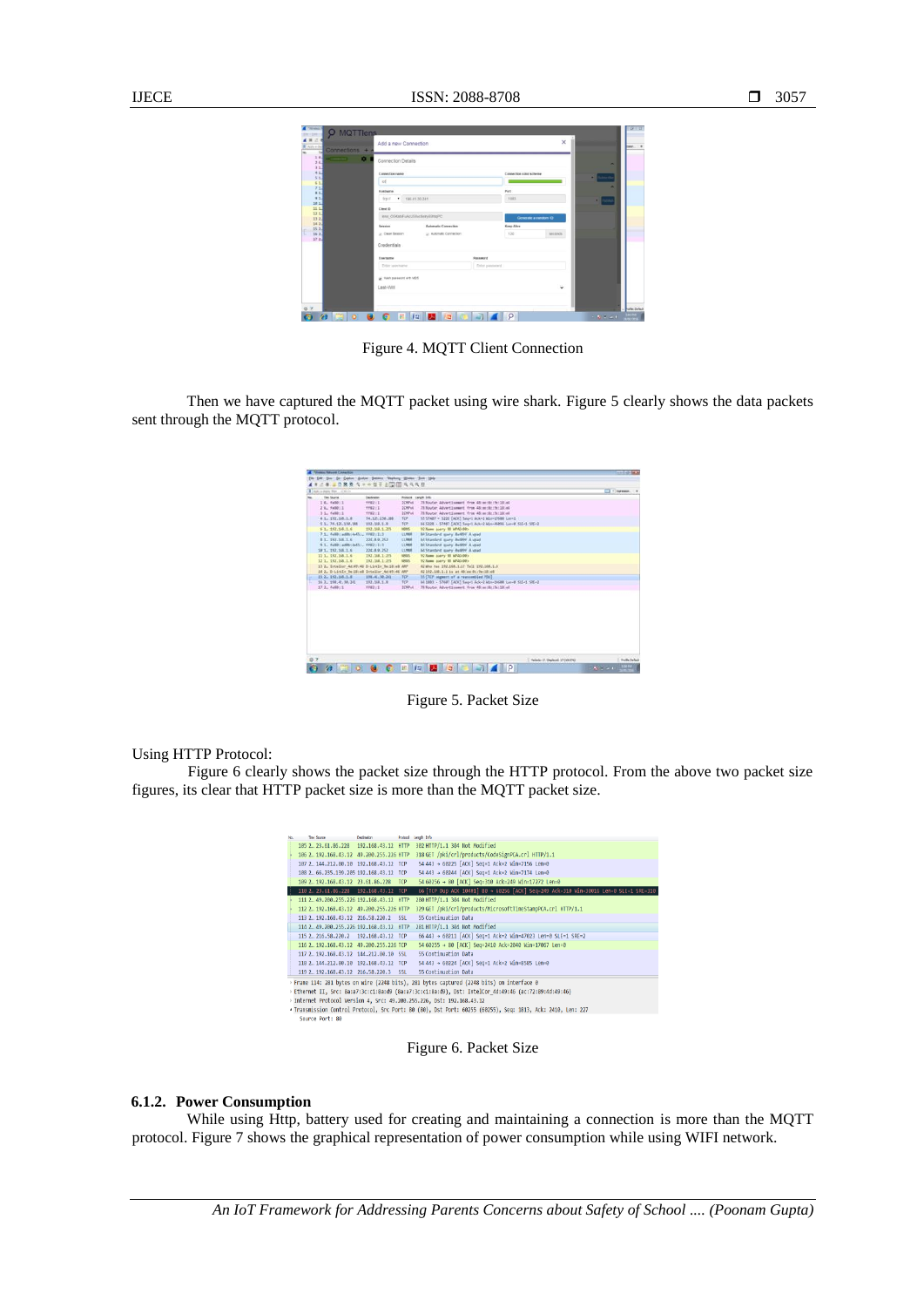Figure 4. MQTT Client Connection

Then we have captured the MQTT packet using wire shark. Figure 5 clearly shows the data packets sent through the MQTT protocol.

Figure 5. Packet Size

Using HTTP Protocol:

Figure 6 clearly shows the packet size through the HTTP protocol. From the above two packet size figures, its clear that HTTP packet size is more than the MQTT packet size.

Figure 6. Packet Size

### 6.1.2. Power Consumption

While using Http, battery used for creating and maintaining a connection is more than the MQTT protocol. Figure 7 shows the graphical representation of power consumption while using WIFI network.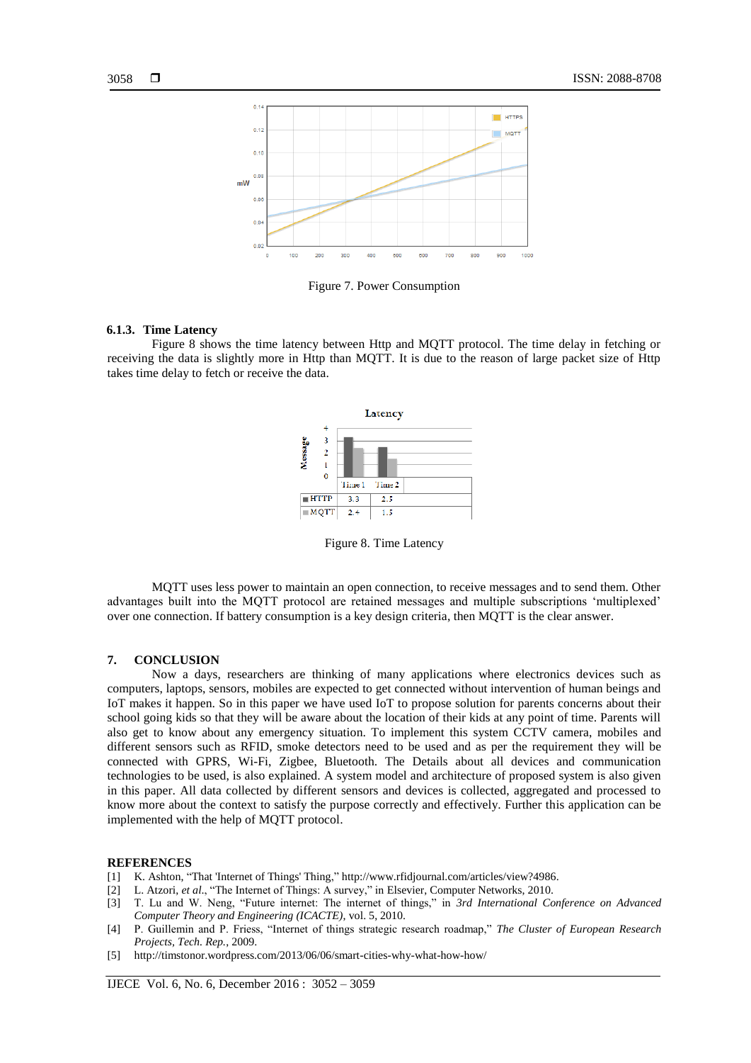Figure 7. Power Consumption

### 6.1.3. Time Latency

Figure 8 shows the time latency between Http and MQTT protocol. The time delay in fetching or receiving the data is slightly more in Http than MQTT. It is due to the reason of large packet size of Http takes time delay to fetch or receive the data.

| | Time 1 | Time 2 |
|---|---|---|
| HTTP | 3.3 | 2.5 |
| MQTT | 2.4 | 1.5 |

Figure 8. Time Latency

MQTT uses less power to maintain an open connection, to receive messages and to send them. Other advantages built into the MQTT protocol are retained messages and multiple subscriptions 'multiplexed' over one connection. If battery consumption is a key design criteria, then MQTT is the clear answer.

## 7. CONCLUSION

Now a days, researchers are thinking of many applications where electronics devices such as computers, laptops, sensors, mobiles are expected to get connected without intervention of human beings and IoT makes it happen. So in this paper we have used IoT to propose solution for parents concerns about their school going kids so that they will be aware about the location of their kids at any point of time. Parents will also get to know about any emergency situation. To implement this system CCTV camera, mobiles and different sensors such as RFID, smoke detectors need to be used and as per the requirement they will be connected with GPRS, Wi-Fi, Zigbee, Bluetooth. The Details about all devices and communication technologies to be used, is also explained. A system model and architecture of proposed system is also given in this paper. All data collected by different sensors and devices is collected, aggregated and processed to know more about the context to satisfy the purpose correctly and effectively. Further this application can be implemented with the help of MQTT protocol.

## REFERENCES

[1] K. Ashton, "That 'Internet of Things' Thing," http://www.rfidjournal.com/articles/view?4986.

[2] L. Atzori, *et al.*, "The Internet of Things: A survey," in Elsevier, Computer Networks, 2010.

[3] T. Lu and W. Neng, "Future internet: The internet of things," in *3rd International Conference on Advanced Computer Theory and Engineering (ICACTE)*, vol. 5, 2010.

[4] P. Guillemin and P. Friess, "Internet of things strategic research roadmap," *The Cluster of European Research Projects, Tech. Rep.*, 2009.

[5] http://timstonor.wordpress.com/2013/06/06/smart-cities-why-what-how-how/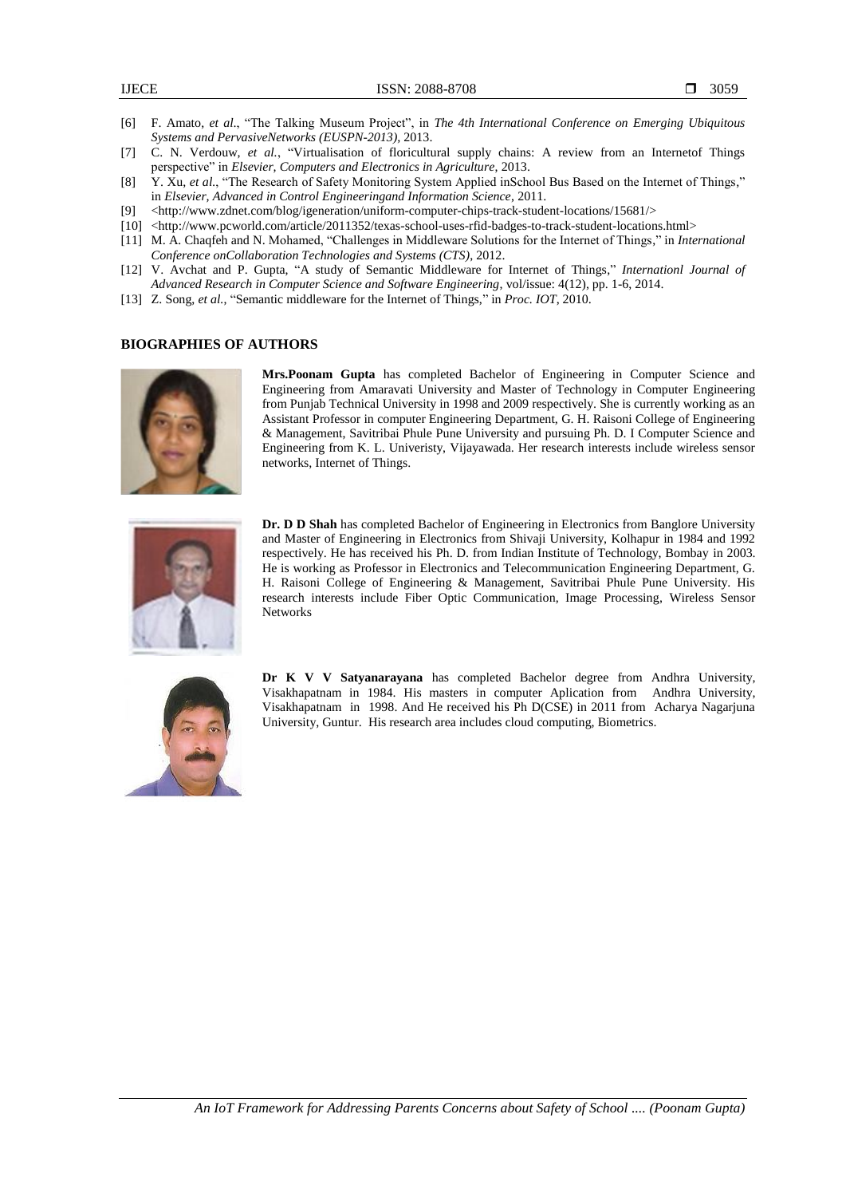[6] F. Amato, *et al*., "The Talking Museum Project", in *The 4th International Conference on Emerging Ubiquitous Systems and PervasiveNetworks (EUSPN-2013)*, 2013.

[7] C. N. Verdouw, *et al.*, "Virtualisation of floricultural supply chains: A review from an Internetof Things perspective" in *Elsevier, Computers and Electronics in Agriculture,* 2013.

[8] Y. Xu, *et al.*, "The Research of Safety Monitoring System Applied inSchool Bus Based on the Internet of Things," in *Elsevier, Advanced in Control Engineeringand Information Science*, 2011.

[9] <http://www.zdnet.com/blog/igeneration/uniform-computer-chips-track-student-locations/15681/>

[10] <http://www.pcworld.com/article/2011352/texas-school-uses-rfid-badges-to-track-student-locations.html>

[11] M. A. Chaqfeh and N. Mohamed, "Challenges in Middleware Solutions for the Internet of Things," in *International Conference onCollaboration Technologies and Systems (CTS)*, 2012.

[12] V. Avchat and P. Gupta, "A study of Semantic Middleware for Internet of Things," *Internationl Journal of Advanced Research in Computer Science and Software Engineering*, vol/issue: 4(12), pp. 1-6, 2014.

[13] Z. Song, *et al.*, "Semantic middleware for the Internet of Things," in *Proc. IOT*, 2010.

## BIOGRAPHIES OF AUTHORS

**Mrs.Poonam Gupta** has completed Bachelor of Engineering in Computer Science and Engineering from Amaravati University and Master of Technology in Computer Engineering from Punjab Technical University in 1998 and 2009 respectively. She is currently working as an Assistant Professor in computer Engineering Department, G. H. Raisoni College of Engineering & Management, Savitribai Phule Pune University and pursuing Ph. D. I Computer Science and Engineering from K. L. Univeristy, Vijayawada. Her research interests include wireless sensor networks, Internet of Things.

**Dr. D D Shah** has completed Bachelor of Engineering in Electronics from Banglore University and Master of Engineering in Electronics from Shivaji University, Kolhapur in 1984 and 1992 respectively. He has received his Ph. D. from Indian Institute of Technology, Bombay in 2003. He is working as Professor in Electronics and Telecommunication Engineering Department, G. H. Raisoni College of Engineering & Management, Savitribai Phule Pune University. His research interests include Fiber Optic Communication, Image Processing, Wireless Sensor Networks

**Dr K V V Satyanarayana** has completed Bachelor degree from Andhra University, Visakhapatnam in 1984. His masters in computer Aplication from Andhra University, Visakhapatnam in 1998. And He received his Ph D(CSE) in 2011 from Acharya Nagarjuna University, Guntur. His research area includes cloud computing, Biometrics.